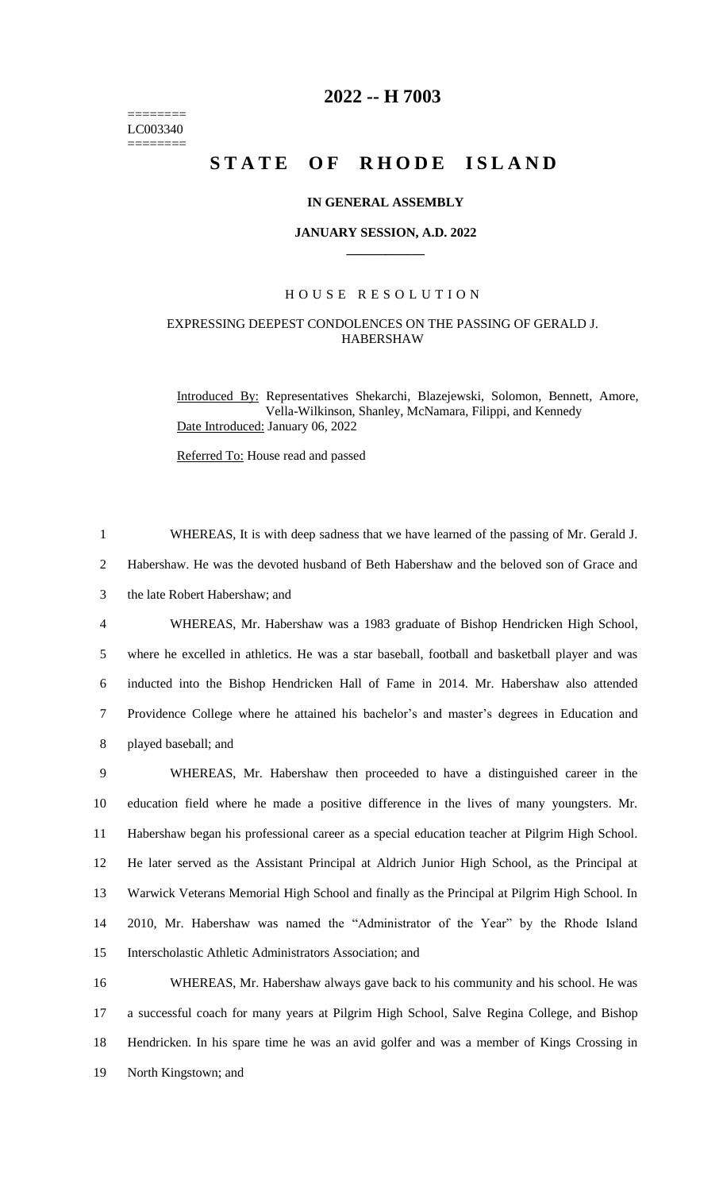# 2022 -- H 7003

========
LC003340
========

# STATE OF RHODE ISLAND

## IN GENERAL ASSEMBLY

### JANUARY SESSION, A.D. 2022

### HOUSE RESOLUTION

### EXPRESSING DEEPEST CONDOLENCES ON THE PASSING OF GERALD J. HABERSHAW

Introduced By: Representatives Shekarchi, Blazejewski, Solomon, Bennett, Amore, Vella-Wilkinson, Shanley, McNamara, Filippi, and Kennedy

Date Introduced: January 06, 2022

Referred To: House read and passed

1 WHEREAS, It is with deep sadness that we have learned of the passing of Mr. Gerald J.
2 Habershaw. He was the devoted husband of Beth Habershaw and the beloved son of Grace and
3 the late Robert Habershaw; and

4 WHEREAS, Mr. Habershaw was a 1983 graduate of Bishop Hendricken High School,
5 where he excelled in athletics. He was a star baseball, football and basketball player and was
6 inducted into the Bishop Hendricken Hall of Fame in 2014. Mr. Habershaw also attended
7 Providence College where he attained his bachelor's and master's degrees in Education and
8 played baseball; and

9 WHEREAS, Mr. Habershaw then proceeded to have a distinguished career in the
10 education field where he made a positive difference in the lives of many youngsters. Mr.
11 Habershaw began his professional career as a special education teacher at Pilgrim High School.
12 He later served as the Assistant Principal at Aldrich Junior High School, as the Principal at
13 Warwick Veterans Memorial High School and finally as the Principal at Pilgrim High School. In
14 2010, Mr. Habershaw was named the "Administrator of the Year" by the Rhode Island
15 Interscholastic Athletic Administrators Association; and

16 WHEREAS, Mr. Habershaw always gave back to his community and his school. He was
17 a successful coach for many years at Pilgrim High School, Salve Regina College, and Bishop
18 Hendricken. In his spare time he was an avid golfer and was a member of Kings Crossing in
19 North Kingstown; and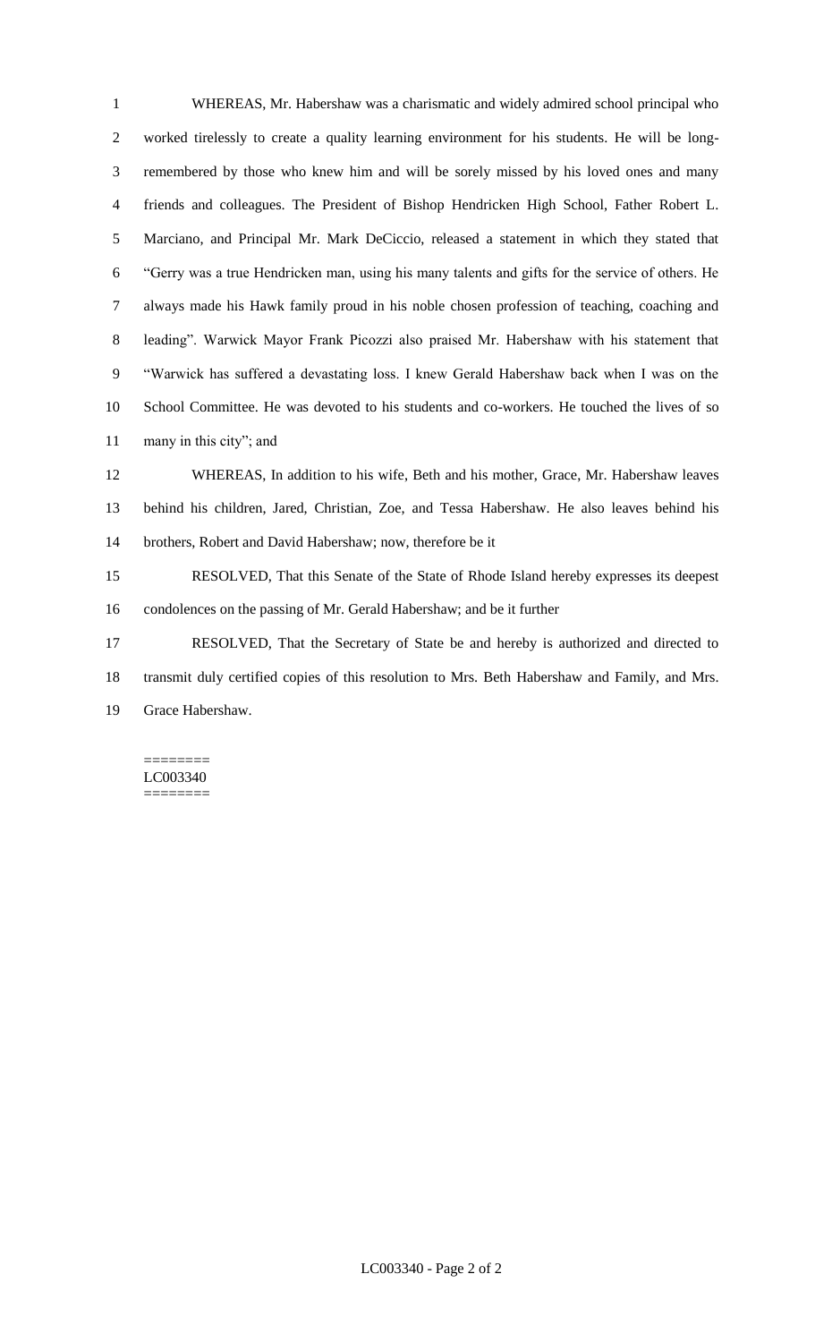WHEREAS, Mr. Habershaw was a charismatic and widely admired school principal who worked tirelessly to create a quality learning environment for his students. He will be long-remembered by those who knew him and will be sorely missed by his loved ones and many friends and colleagues. The President of Bishop Hendricken High School, Father Robert L. Marciano, and Principal Mr. Mark DeCiccio, released a statement in which they stated that "Gerry was a true Hendricken man, using his many talents and gifts for the service of others. He always made his Hawk family proud in his noble chosen profession of teaching, coaching and leading". Warwick Mayor Frank Picozzi also praised Mr. Habershaw with his statement that "Warwick has suffered a devastating loss. I knew Gerald Habershaw back when I was on the School Committee. He was devoted to his students and co-workers. He touched the lives of so many in this city"; and

WHEREAS, In addition to his wife, Beth and his mother, Grace, Mr. Habershaw leaves behind his children, Jared, Christian, Zoe, and Tessa Habershaw. He also leaves behind his brothers, Robert and David Habershaw; now, therefore be it

RESOLVED, That this Senate of the State of Rhode Island hereby expresses its deepest condolences on the passing of Mr. Gerald Habershaw; and be it further

RESOLVED, That the Secretary of State be and hereby is authorized and directed to transmit duly certified copies of this resolution to Mrs. Beth Habershaw and Family, and Mrs. Grace Habershaw.

========
LC003340
========